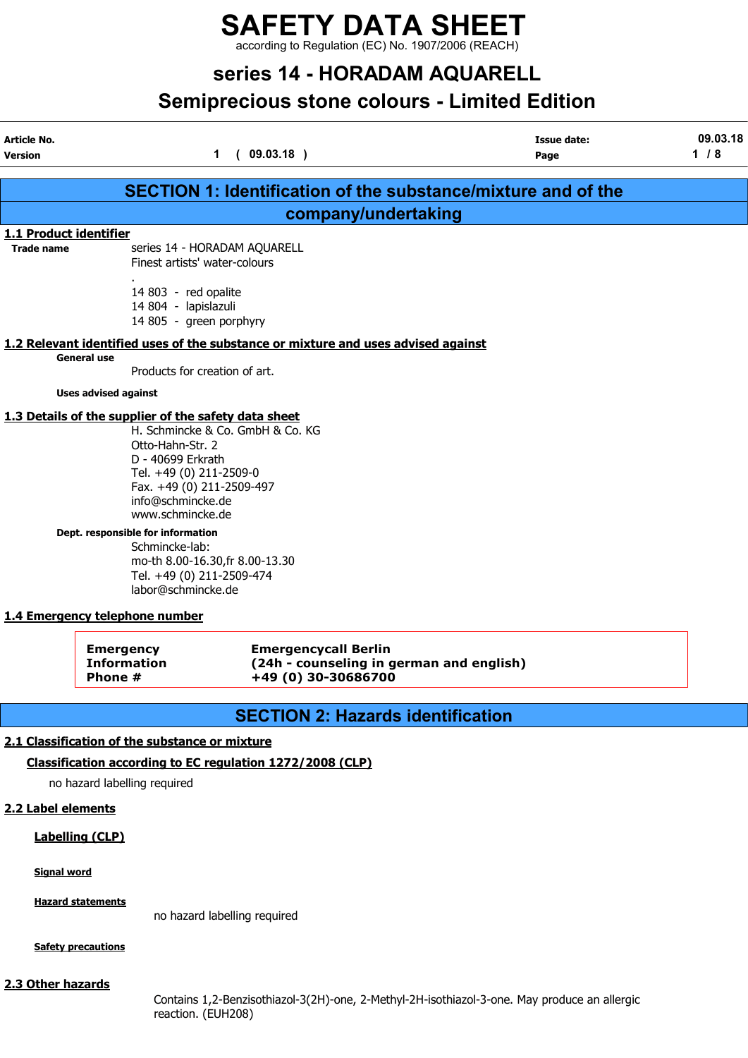# SAFETY DATA SHEET

according to Regulation (EC) No. 1907/2006 (REACH)

## series 14 - HORADAM AQUARELL

## Semiprecious stone colours - Limited Edition

| | | | |
|---|---|---|---|
| **Article No.** | | **Issue date:** | **09.03.18** |
| **Version** | **1 ( 09.03.18 )** | | |

## SECTION 1: Identification of the substance/mixture and of the company/undertaking

### 1.1 Product identifier

**Trade name**

series 14 - HORADAM AQUARELL
Finest artists' water-colours
.
14 803 - red opalite
14 804 - lapislazuli
14 805 - green porphyry

### 1.2 Relevant identified uses of the substance or mixture and uses advised against

**General use**

Products for creation of art.

**Uses advised against**

### 1.3 Details of the supplier of the safety data sheet

H. Schmincke & Co. GmbH & Co. KG
Otto-Hahn-Str. 2
D - 40699 Erkrath
Tel. +49 (0) 211-2509-0
Fax. +49 (0) 211-2509-497
info@schmincke.de
www.schmincke.de

**Dept. responsible for information**

Schmincke-lab:
mo-th 8.00-16.30,fr 8.00-13.30
Tel. +49 (0) 211-2509-474
labor@schmincke.de

### 1.4 Emergency telephone number

| | |
|---|---|
| **Emergency Information Phone #** | **Emergencycall Berlin (24h - counseling in german and english) +49 (0) 30-30686700** |

## SECTION 2: Hazards identification

### 2.1 Classification of the substance or mixture

**Classification according to EC regulation 1272/2008 (CLP)**

no hazard labelling required

### 2.2 Label elements

**Labelling (CLP)**

**Signal word**

**Hazard statements**

no hazard labelling required

**Safety precautions**

### 2.3 Other hazards

Contains 1,2-Benzisothiazol-3(2H)-one, 2-Methyl-2H-isothiazol-3-one. May produce an allergic reaction. (EUH208)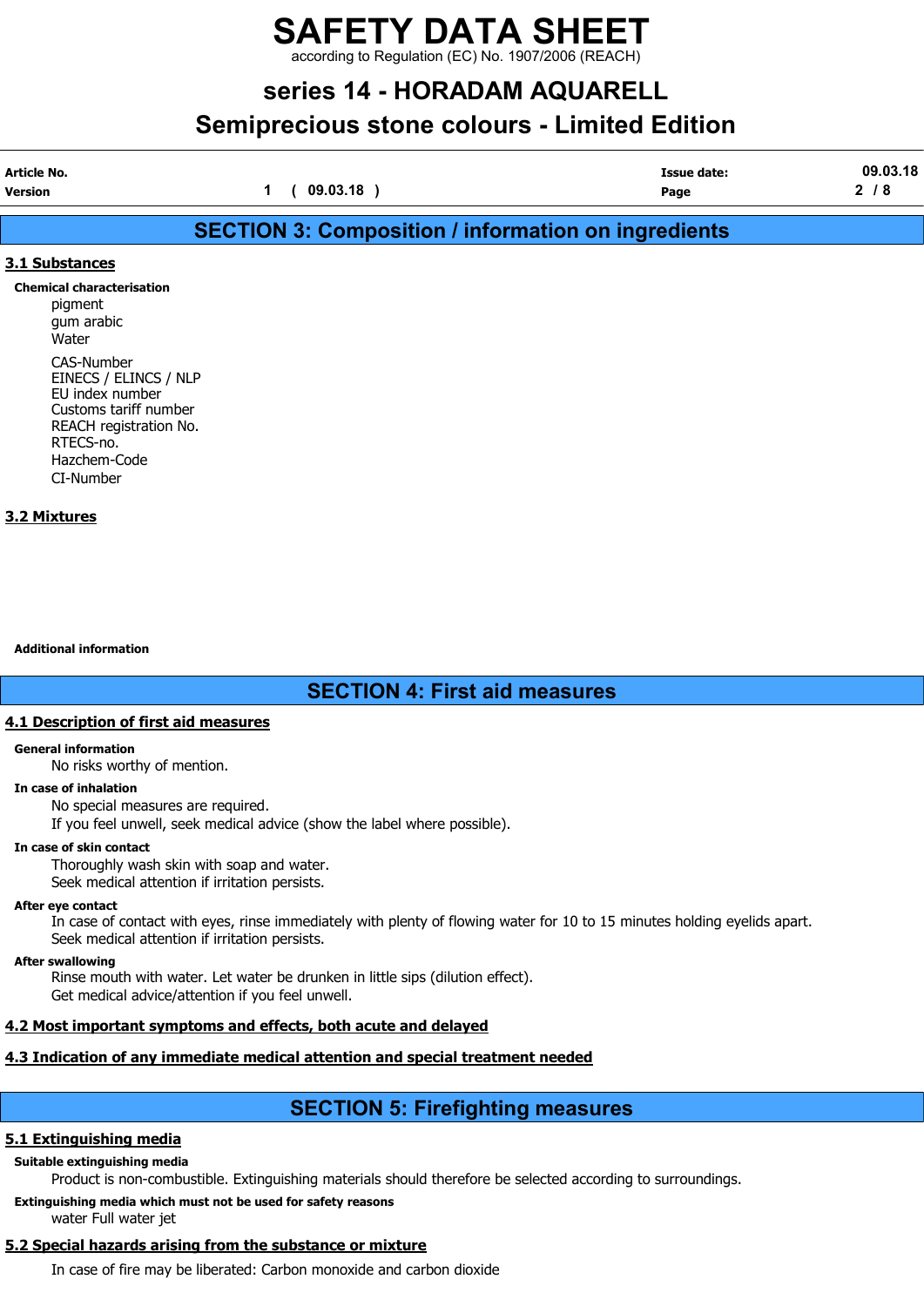# SAFETY DATA SHEET

according to Regulation (EC) No. 1907/2006 (REACH)

## series 14 - HORADAM AQUARELL

## Semiprecious stone colours - Limited Edition

| Article No. | | Issue date: | 09.03.18 |
|---|---|---|---|
| Version | 1 ( 09.03.18 ) | | |

## SECTION 3: Composition / information on ingredients

### 3.1 Substances

**Chemical characterisation**

pigment
gum arabic
Water

CAS-Number
EINECS / ELINCS / NLP
EU index number
Customs tariff number
REACH registration No.
RTECS-no.
Hazchem-Code
CI-Number

### 3.2 Mixtures

**Additional information**

## SECTION 4: First aid measures

### 4.1 Description of first aid measures

**General information**

No risks worthy of mention.

**In case of inhalation**

No special measures are required.
If you feel unwell, seek medical advice (show the label where possible).

**In case of skin contact**

Thoroughly wash skin with soap and water.
Seek medical attention if irritation persists.

**After eye contact**

In case of contact with eyes, rinse immediately with plenty of flowing water for 10 to 15 minutes holding eyelids apart.
Seek medical attention if irritation persists.

**After swallowing**

Rinse mouth with water. Let water be drunken in little sips (dilution effect).
Get medical advice/attention if you feel unwell.

### 4.2 Most important symptoms and effects, both acute and delayed

### 4.3 Indication of any immediate medical attention and special treatment needed

## SECTION 5: Firefighting measures

### 5.1 Extinguishing media

**Suitable extinguishing media**

Product is non-combustible. Extinguishing materials should therefore be selected according to surroundings.

**Extinguishing media which must not be used for safety reasons**

water Full water jet

### 5.2 Special hazards arising from the substance or mixture

In case of fire may be liberated: Carbon monoxide and carbon dioxide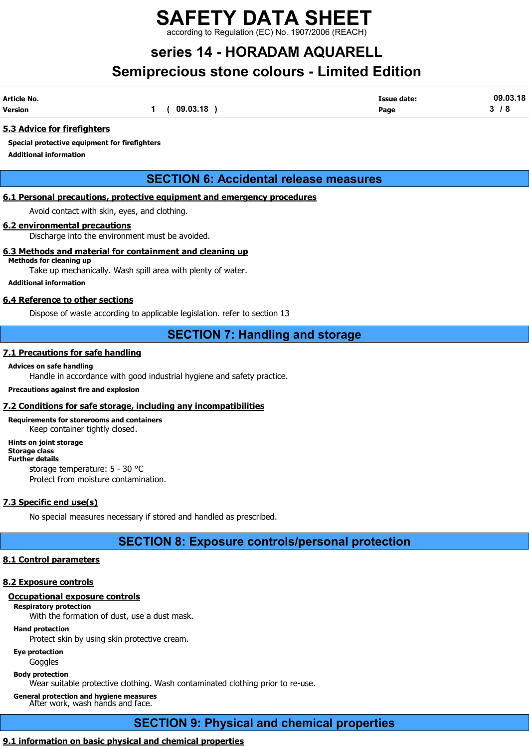### 5.3 Advice for firefighters

**Special protective equipment for firefighters**

**Additional information**

## SECTION 6: Accidental release measures

### 6.1 Personal precautions, protective equipment and emergency procedures

Avoid contact with skin, eyes, and clothing.

### 6.2 environmental precautions

Discharge into the environment must be avoided.

### 6.3 Methods and material for containment and cleaning up

**Methods for cleaning up**

Take up mechanically. Wash spill area with plenty of water.

**Additional information**

### 6.4 Reference to other sections

Dispose of waste according to applicable legislation. refer to section 13

## SECTION 7: Handling and storage

### 7.1 Precautions for safe handling

**Advices on safe handling**

Handle in accordance with good industrial hygiene and safety practice.

**Precautions against fire and explosion**

### 7.2 Conditions for safe storage, including any incompatibilities

**Requirements for storerooms and containers**

Keep container tightly closed.

**Hints on joint storage**

**Storage class**

**Further details**

storage temperature: 5 - 30 °C

Protect from moisture contamination.

### 7.3 Specific end use(s)

No special measures necessary if stored and handled as prescribed.

## SECTION 8: Exposure controls/personal protection

### 8.1 Control parameters

### 8.2 Exposure controls

#### Occupational exposure controls

**Respiratory protection**

With the formation of dust, use a dust mask.

**Hand protection**

Protect skin by using skin protective cream.

**Eye protection**

Goggles

**Body protection**

Wear suitable protective clothing. Wash contaminated clothing prior to re-use.

**General protection and hygiene measures**

After work, wash hands and face.

## SECTION 9: Physical and chemical properties

### 9.1 information on basic physical and chemical properties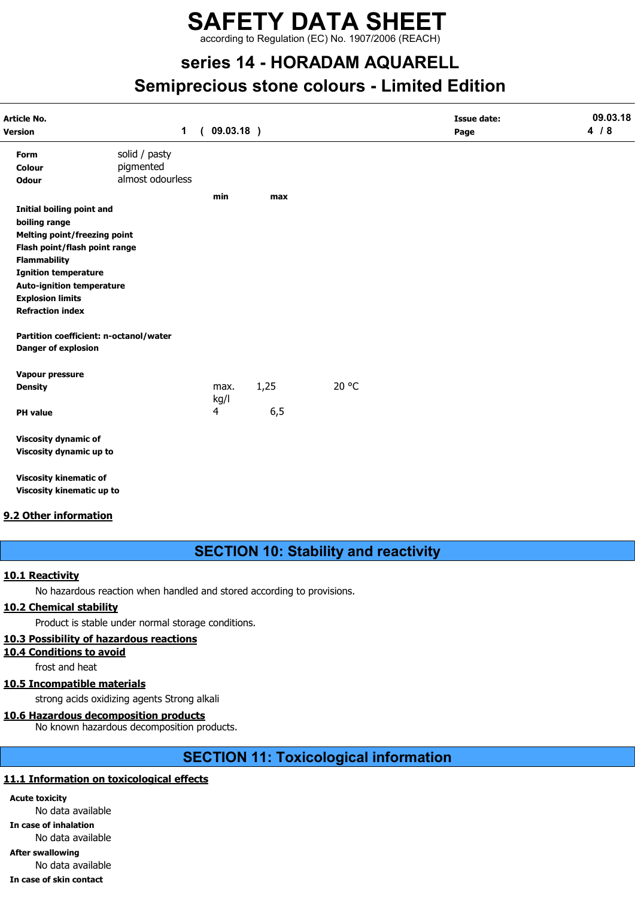| | | | | |
|---|---|---|---|---|
| **Form** | solid / pasty | | | |
| **Colour** | pigmented | | | |
| **Odour** | almost odourless | | | |
| | | **min** | **max** | |
| **Initial boiling point and boiling range** | | | | |
| **Melting point/freezing point** | | | | |
| **Flash point/flash point range** | | | | |
| **Flammability** | | | | |
| **Ignition temperature** | | | | |
| **Auto-ignition temperature** | | | | |
| **Explosion limits** | | | | |
| **Refraction index** | | | | |
| **Partition coefficient: n-octanol/water** | | | | |
| **Danger of explosion** | | | | |
| **Vapour pressure** | | | | |
| **Density** | | max. kg/l | 1,25 | 20 °C |
| **PH value** | | 4 | 6,5 | |
| **Viscosity dynamic of** | | | | |
| **Viscosity dynamic up to** | | | | |
| **Viscosity kinematic of** | | | | |
| **Viscosity kinematic up to** | | | | |

### 9.2 Other information

## SECTION 10: Stability and reactivity

### 10.1 Reactivity

No hazardous reaction when handled and stored according to provisions.

### 10.2 Chemical stability

Product is stable under normal storage conditions.

### 10.3 Possibility of hazardous reactions

### 10.4 Conditions to avoid

frost and heat

### 10.5 Incompatible materials

strong acids oxidizing agents Strong alkali

### 10.6 Hazardous decomposition products

No known hazardous decomposition products.

## SECTION 11: Toxicological information

### 11.1 Information on toxicological effects

**Acute toxicity**

No data available

**In case of inhalation**

No data available

**After swallowing**

No data available

**In case of skin contact**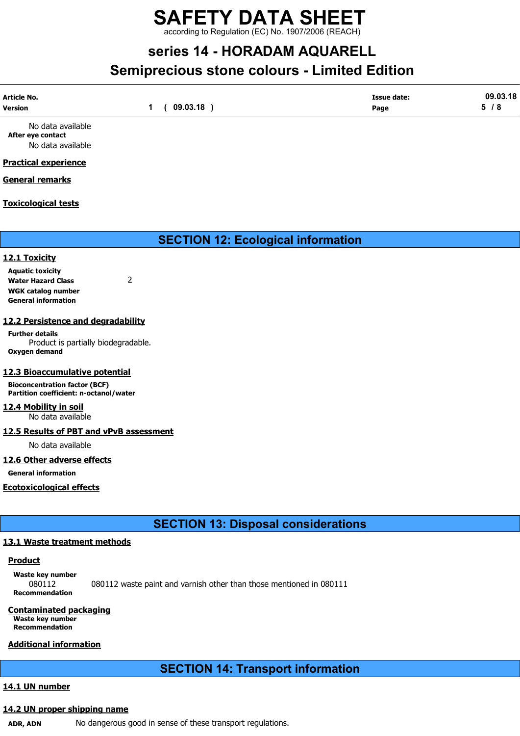No data available

**After eye contact**

No data available

**Practical experience**

**General remarks**

**Toxicological tests**

## SECTION 12: Ecological information

### 12.1 Toxicity

**Aquatic toxicity**

**Water Hazard Class** 2

**WGK catalog number**

**General information**

### 12.2 Persistence and degradability

**Further details**

Product is partially biodegradable.

**Oxygen demand**

### 12.3 Bioaccumulative potential

**Bioconcentration factor (BCF)**

**Partition coefficient: n-octanol/water**

### 12.4 Mobility in soil

No data available

### 12.5 Results of PBT and vPvB assessment

No data available

### 12.6 Other adverse effects

**General information**

**Ecotoxicological effects**

## SECTION 13: Disposal considerations

### 13.1 Waste treatment methods

**Product**

**Waste key number**

080112 080112 waste paint and varnish other than those mentioned in 080111

**Recommendation**

**Contaminated packaging**

**Waste key number**

**Recommendation**

**Additional information**

## SECTION 14: Transport information

### 14.1 UN number

### 14.2 UN proper shipping name

**ADR, ADN** No dangerous good in sense of these transport regulations.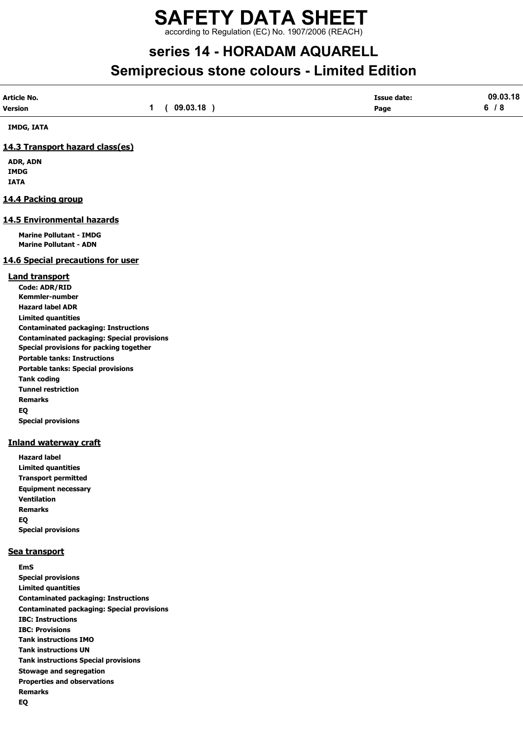**IMDG, IATA**

## 14.3 Transport hazard class(es)

**ADR, ADN**
**IMDG**
**IATA**

## 14.4 Packing group

## 14.5 Environmental hazards

**Marine Pollutant - IMDG**
**Marine Pollutant - ADN**

## 14.6 Special precautions for user

### Land transport

**Code: ADR/RID**
**Kemmler-number**
**Hazard label ADR**
**Limited quantities**
**Contaminated packaging: Instructions**
**Contaminated packaging: Special provisions**
**Special provisions for packing together**
**Portable tanks: Instructions**
**Portable tanks: Special provisions**
**Tank coding**
**Tunnel restriction**
**Remarks**
**EQ**
**Special provisions**

### Inland waterway craft

**Hazard label**
**Limited quantities**
**Transport permitted**
**Equipment necessary**
**Ventilation**
**Remarks**
**EQ**
**Special provisions**

### Sea transport

**EmS**
**Special provisions**
**Limited quantities**
**Contaminated packaging: Instructions**
**Contaminated packaging: Special provisions**
**IBC: Instructions**
**IBC: Provisions**
**Tank instructions IMO**
**Tank instructions UN**
**Tank instructions Special provisions**
**Stowage and segregation**
**Properties and observations**
**Remarks**
**EQ**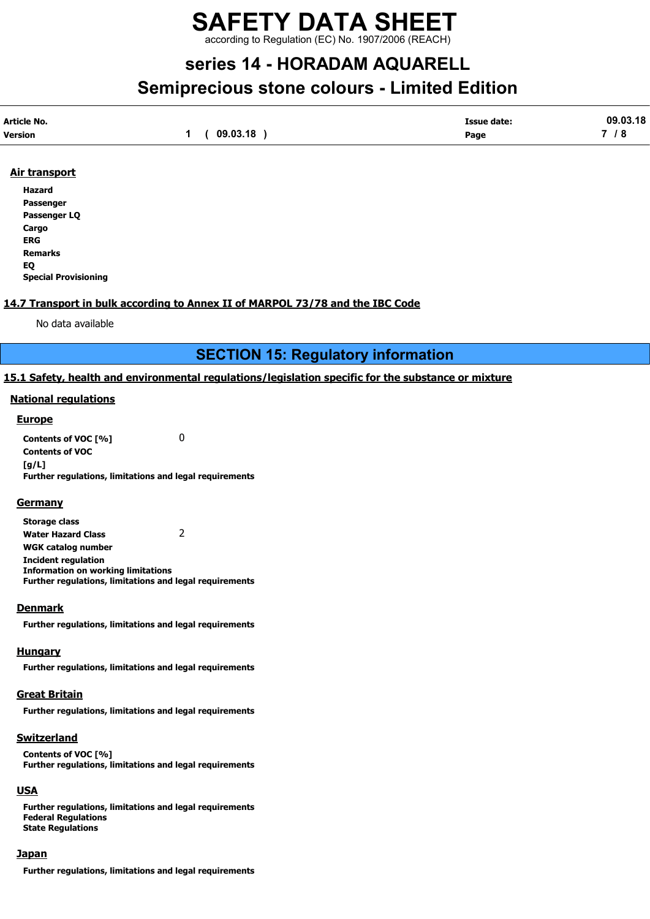#### Air transport

**Hazard**
**Passenger**
**Passenger LQ**
**Cargo**
**ERG**
**Remarks**
**EQ**
**Special Provisioning**

### 14.7 Transport in bulk according to Annex II of MARPOL 73/78 and the IBC Code

No data available

## SECTION 15: Regulatory information

### 15.1 Safety, health and environmental regulations/legislation specific for the substance or mixture

#### National regulations

##### Europe

**Contents of VOC [%]** 0
**Contents of VOC [g/L]**
**Further regulations, limitations and legal requirements**

##### Germany

**Storage class**
**Water Hazard Class** 2
**WGK catalog number**
**Incident regulation**
**Information on working limitations**
**Further regulations, limitations and legal requirements**

##### Denmark

**Further regulations, limitations and legal requirements**

##### Hungary

**Further regulations, limitations and legal requirements**

##### Great Britain

**Further regulations, limitations and legal requirements**

##### Switzerland

**Contents of VOC [%]**
**Further regulations, limitations and legal requirements**

##### USA

**Further regulations, limitations and legal requirements**
**Federal Regulations**
**State Regulations**

##### Japan

**Further regulations, limitations and legal requirements**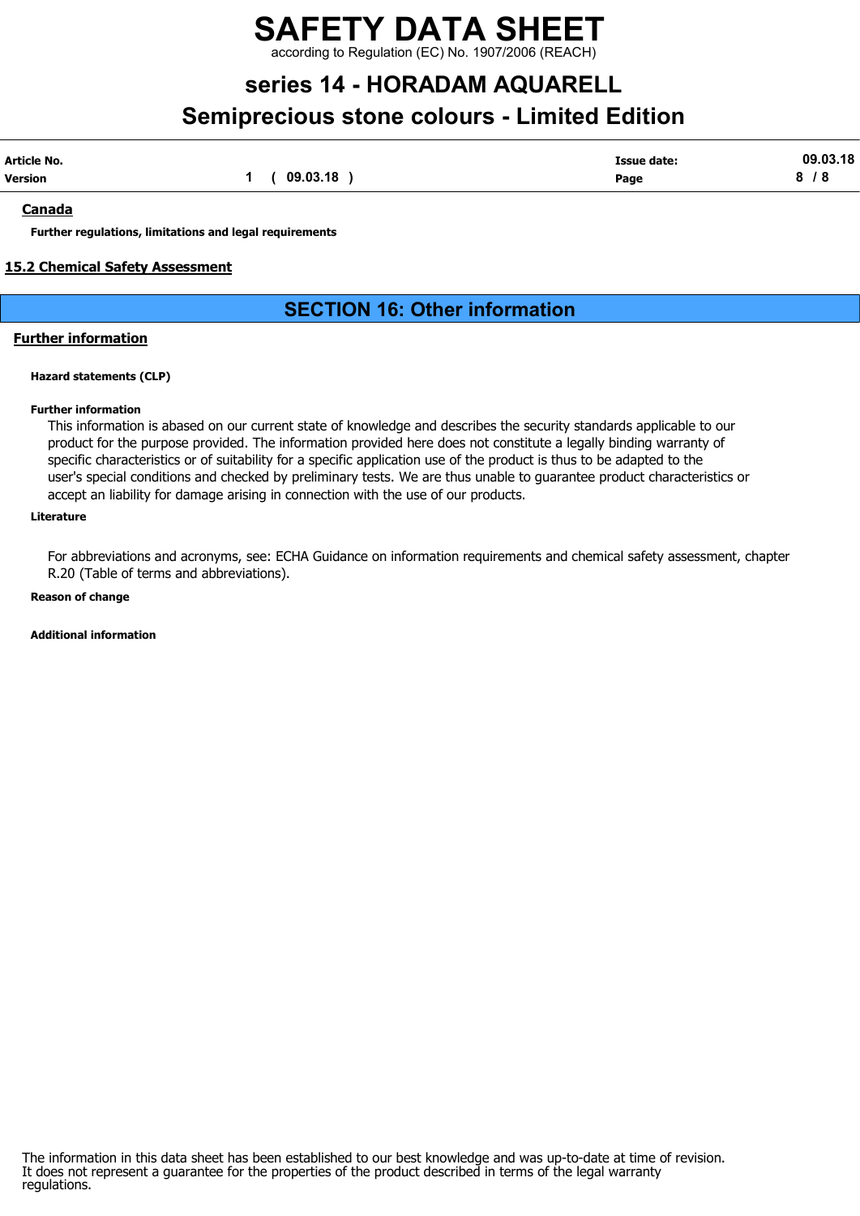**Canada**

**Further regulations, limitations and legal requirements**

## 15.2 Chemical Safety Assessment

## SECTION 16: Other information

### Further information

**Hazard statements (CLP)**

**Further information**

This information is abased on our current state of knowledge and describes the security standards applicable to our product for the purpose provided. The information provided here does not constitute a legally binding warranty of specific characteristics or of suitability for a specific application use of the product is thus to be adapted to the user's special conditions and checked by preliminary tests. We are thus unable to guarantee product characteristics or accept an liability for damage arising in connection with the use of our products.

**Literature**

For abbreviations and acronyms, see: ECHA Guidance on information requirements and chemical safety assessment, chapter R.20 (Table of terms and abbreviations).

**Reason of change**

**Additional information**